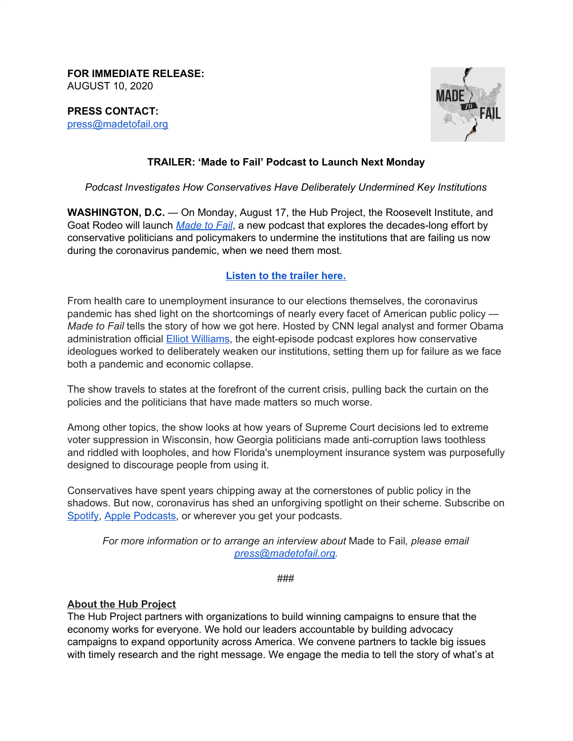**FOR IMMEDIATE RELEASE:**
AUGUST 10, 2020

**PRESS CONTACT:**
press@madetofail.org

**TRAILER: 'Made to Fail' Podcast to Launch Next Monday**

*Podcast Investigates How Conservatives Have Deliberately Undermined Key Institutions*

**WASHINGTON, D.C.** — On Monday, August 17, the Hub Project, the Roosevelt Institute, and Goat Rodeo will launch *Made to Fail*, a new podcast that explores the decades-long effort by conservative politicians and policymakers to undermine the institutions that are failing us now during the coronavirus pandemic, when we need them most.

**Listen to the trailer here.**

From health care to unemployment insurance to our elections themselves, the coronavirus pandemic has shed light on the shortcomings of nearly every facet of American public policy — *Made to Fail* tells the story of how we got here. Hosted by CNN legal analyst and former Obama administration official Elliot Williams, the eight-episode podcast explores how conservative ideologues worked to deliberately weaken our institutions, setting them up for failure as we face both a pandemic and economic collapse.

The show travels to states at the forefront of the current crisis, pulling back the curtain on the policies and the politicians that have made matters so much worse.

Among other topics, the show looks at how years of Supreme Court decisions led to extreme voter suppression in Wisconsin, how Georgia politicians made anti-corruption laws toothless and riddled with loopholes, and how Florida's unemployment insurance system was purposefully designed to discourage people from using it.

Conservatives have spent years chipping away at the cornerstones of public policy in the shadows. But now, coronavirus has shed an unforgiving spotlight on their scheme. Subscribe on Spotify, Apple Podcasts, or wherever you get your podcasts.

*For more information or to arrange an interview about* Made to Fail*, please email press@madetofail.org.*

###

**About the Hub Project**
The Hub Project partners with organizations to build winning campaigns to ensure that the economy works for everyone. We hold our leaders accountable by building advocacy campaigns to expand opportunity across America. We convene partners to tackle big issues with timely research and the right message. We engage the media to tell the story of what's at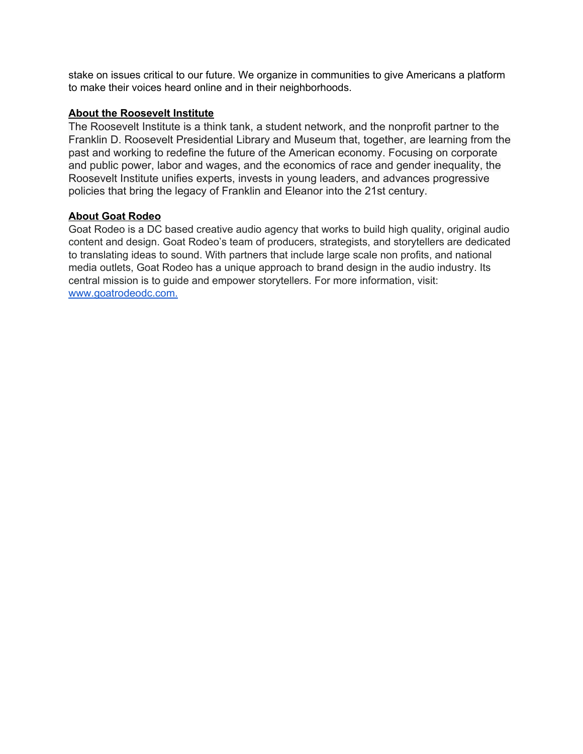stake on issues critical to our future. We organize in communities to give Americans a platform to make their voices heard online and in their neighborhoods.

**About the Roosevelt Institute**

The Roosevelt Institute is a think tank, a student network, and the nonprofit partner to the Franklin D. Roosevelt Presidential Library and Museum that, together, are learning from the past and working to redefine the future of the American economy. Focusing on corporate and public power, labor and wages, and the economics of race and gender inequality, the Roosevelt Institute unifies experts, invests in young leaders, and advances progressive policies that bring the legacy of Franklin and Eleanor into the 21st century.

**About Goat Rodeo**

Goat Rodeo is a DC based creative audio agency that works to build high quality, original audio content and design. Goat Rodeo's team of producers, strategists, and storytellers are dedicated to translating ideas to sound. With partners that include large scale non profits, and national media outlets, Goat Rodeo has a unique approach to brand design in the audio industry. Its central mission is to guide and empower storytellers. For more information, visit: www.goatrodeodc.com.